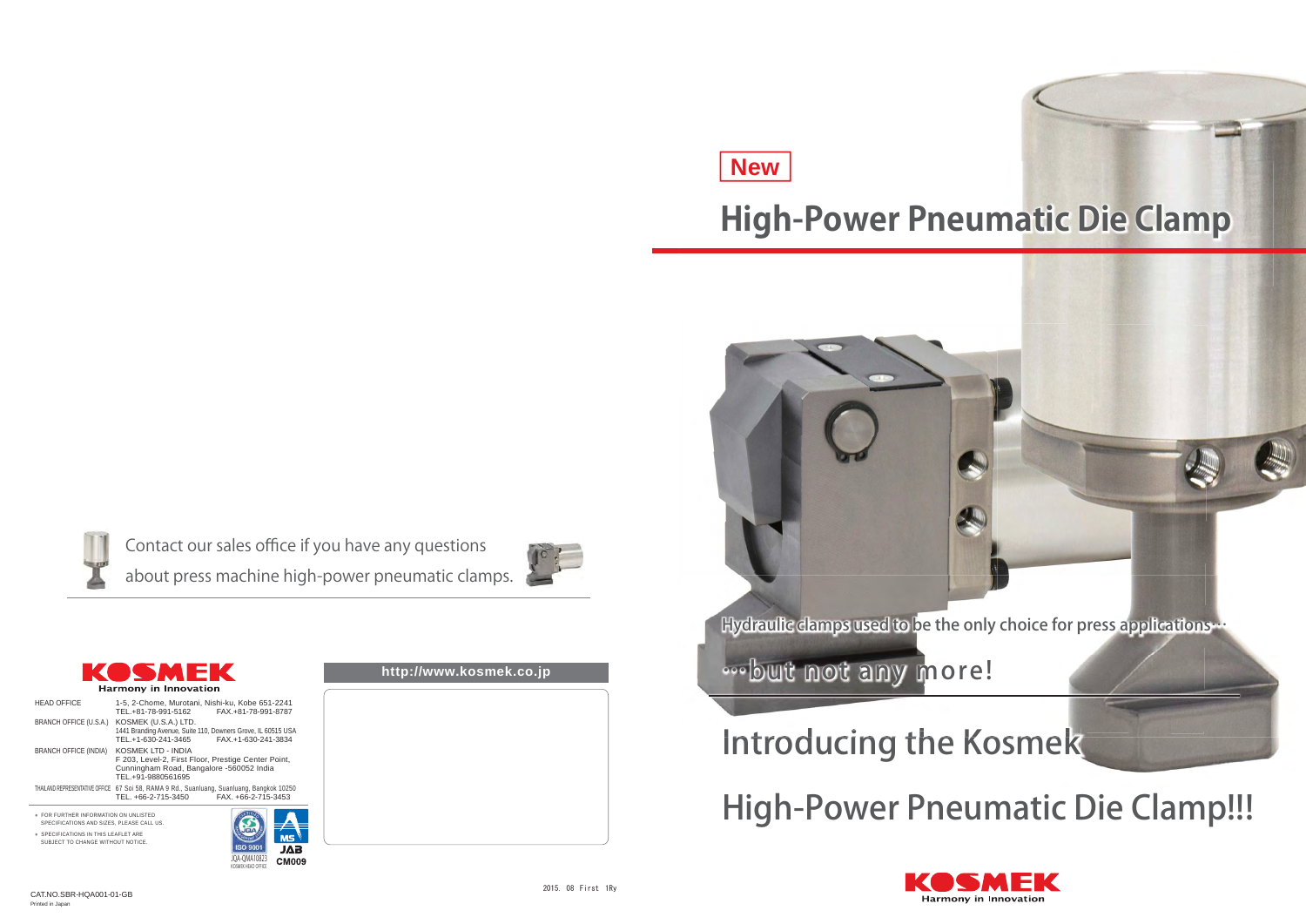New

# High-Power Pneumatic Die Clamp

Hydraulic clamps used to be the only choice for press applications…

…but not any more!

## Introducing the Kosmek

## High-Power Pneumatic Die Clamp!!!

KOSMEK
Harmony in Innovation

Contact our sales office if you have any questions about press machine high-power pneumatic clamps.

KOSMEK
Harmony in Innovation

http://www.kosmek.co.jp

| | |
|---|---|
| HEAD OFFICE | 1-5, 2-Chome, Murotani, Nishi-ku, Kobe 651-2241<br>TEL.+81-78-991-5162 FAX.+81-78-991-8787 |
| BRANCH OFFICE (U.S.A.) | KOSMEK (U.S.A.) LTD.<br>1441 Branding Avenue, Suite 110, Downers Grove, IL 60515 USA<br>TEL.+1-630-241-3465 FAX.+1-630-241-3834 |
| BRANCH OFFICE (INDIA) | KOSMEK LTD - INDIA<br>F 203, Level-2, First Floor, Prestige Center Point, Cunningham Road, Bangalore -560052 India<br>TEL.+91-9880561695 |
| THAILAND REPRESENTATIVE OFFICE | 67 Soi 58, RAMA 9 Rd., Suanluang, Suanluang, Bangkok 10250<br>TEL. +66-2-715-3450 FAX. +66-2-715-3453 |

- FOR FURTHER INFORMATION ON UNLISTED SPECIFICATIONS AND SIZES, PLEASE CALL US.
- SPECIFICATIONS IN THIS LEAFLET ARE SUBJECT TO CHANGE WITHOUT NOTICE.

ISO 9001 JQA-QMA10823 KOSMEK HEAD OFFICE
JAB CM009

CAT.NO.SBR-HQA001-01-GB
Printed in Japan

2015. 08 First 1Ry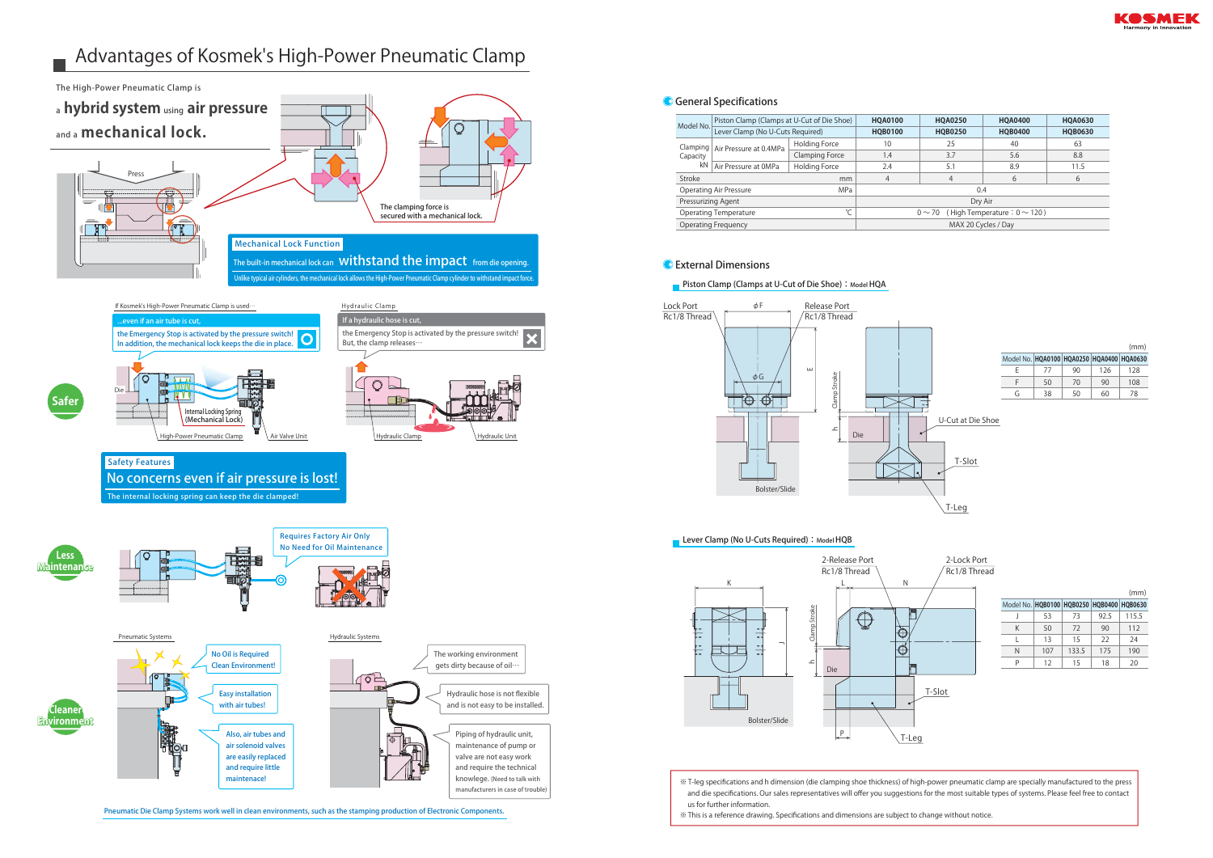# Advantages of Kosmek's High-Power Pneumatic Clamp

The High-Power Pneumatic Clamp is

a **hybrid system** using **air pressure**

and a **mechanical lock.**

Press

The clamping force is secured with a mechanical lock.

**Mechanical Lock Function**

The built-in mechanical lock can **withstand the impact** from die opening.

Unlike typical air cylinders, the mechanical lock allows the High-Power Pneumatic Clamp cylinder to withstand impact force.

## Safer

If Kosmek's High-Power Pneumatic Clamp is used…

…even if an air tube is cut,

the Emergency Stop is activated by the pressure switch!
In addition, the mechanical lock keeps the die in place.

Die

Internal Locking Spring (Mechanical Lock)

High-Power Pneumatic Clamp

Air Valve Unit

Hydraulic Clamp

If a hydraulic hose is cut,

the Emergency Stop is activated by the pressure switch!
But, the clamp releases…

Hydraulic Clamp

Hydraulic Unit

**Safety Features**

**No concerns even if air pressure is lost!**

The internal locking spring can keep the die clamped!

## Less Maintenance

Requires Factory Air Only
No Need for Oil Maintenance

## Cleaner Environment

Pneumatic Systems

- No Oil is Required
  Clean Environment!
- Easy installation with air tubes!
- Also, air tubes and air solenoid valves are easily replaced and require little maintenance!

Hydraulic Systems

- The working environment gets dirty because of oil…
- Hydraulic hose is not flexible and is not easy to be installed.
- Piping of hydraulic unit, maintenance of pump or valve are not easy work and require the technical knowledge. (Need to talk with manufacturers in case of trouble)

Pneumatic Die Clamp Systems work well in clean environments, such as the stamping production of Electronic Components.

## General Specifications

| Model No. | | | HQA0100 | HQA0250 | HQA0400 | HQA0630 |
|---|---|---|---|---|---|---|
| | Piston Clamp (Clamps at U-Cut of Die Shoe) | | HQA0100 | HQA0250 | HQA0400 | HQA0630 |
| | Lever Clamp (No U-Cuts Required) | | HQB0100 | HQB0250 | HQB0400 | HQB0630 |
| Clamping Capacity kN | Air Pressure at 0.4MPa | Holding Force | 10 | 25 | 40 | 63 |
| | | Clamping Force | 1.4 | 3.7 | 5.6 | 8.8 |
| | Air Pressure at 0MPa | Holding Force | 2.4 | 5.1 | 8.9 | 11.5 |
| Stroke | | mm | 4 | 4 | 6 | 6 |
| Operating Air Pressure | | MPa | 0.4 | | | |
| Pressurizing Agent | | | Dry Air | | | |
| Operating Temperature | | ℃ | 0～70 (High Temperature：0～120) | | | |
| Operating Frequency | | | MAX 20 Cycles / Day | | | |

## External Dimensions

### Piston Clamp (Clamps at U-Cut of Die Shoe)：Model HQA

Lock Port Rc1/8 Thread　φF　Release Port Rc1/8 Thread　φG　E　Clamp Stroke　h　Die　U-Cut at Die Shoe　T-Slot　T-Leg　Bolster/Slide

(mm)

| Model No. | HQA0100 | HQA0250 | HQA0400 | HQA0630 |
|---|---|---|---|---|
| E | 77 | 90 | 126 | 128 |
| F | 50 | 70 | 90 | 108 |
| G | 38 | 50 | 60 | 78 |

### Lever Clamp (No U-Cuts Required)：Model HQB

2-Release Port Rc1/8 Thread　2-Lock Port Rc1/8 Thread　K　L　N　J　Clamp Stroke　h　Die　T-Slot　T-Leg　P　Bolster/Slide

(mm)

| Model No. | HQB0100 | HQB0250 | HQB0400 | HQB0630 |
|---|---|---|---|---|
| J | 53 | 73 | 92.5 | 115.5 |
| K | 50 | 72 | 90 | 112 |
| L | 13 | 15 | 22 | 24 |
| N | 107 | 133.5 | 175 | 190 |
| P | 12 | 15 | 18 | 20 |

※ T-leg specifications and h dimension (die clamping shoe thickness) of high-power pneumatic clamp are specially manufactured to the press and die specifications. Our sales representatives will offer you suggestions for the most suitable types of systems. Please feel free to contact us for further information.

※ This is a reference drawing. Specifications and dimensions are subject to change without notice.